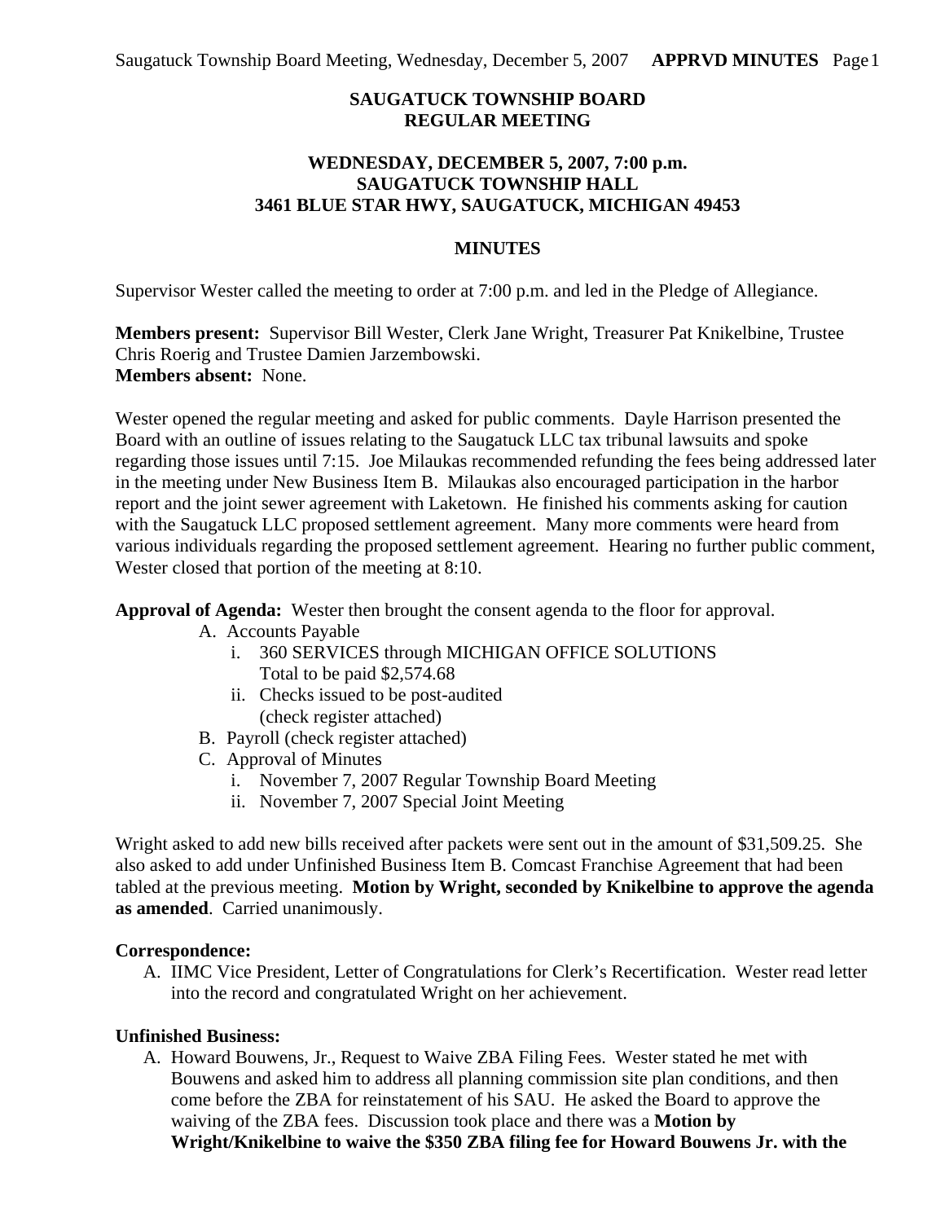# SAUGATUCK TOWNSHIP BOARD
# REGULAR MEETING

## WEDNESDAY, DECEMBER 5, 2007, 7:00 p.m.
## SAUGATUCK TOWNSHIP HALL
## 3461 BLUE STAR HWY, SAUGATUCK, MICHIGAN 49453

## MINUTES

Supervisor Wester called the meeting to order at 7:00 p.m. and led in the Pledge of Allegiance.

**Members present:** Supervisor Bill Wester, Clerk Jane Wright, Treasurer Pat Knikelbine, Trustee Chris Roerig and Trustee Damien Jarzembowski.
**Members absent:** None.

Wester opened the regular meeting and asked for public comments. Dayle Harrison presented the Board with an outline of issues relating to the Saugatuck LLC tax tribunal lawsuits and spoke regarding those issues until 7:15. Joe Milaukas recommended refunding the fees being addressed later in the meeting under New Business Item B. Milaukas also encouraged participation in the harbor report and the joint sewer agreement with Laketown. He finished his comments asking for caution with the Saugatuck LLC proposed settlement agreement. Many more comments were heard from various individuals regarding the proposed settlement agreement. Hearing no further public comment, Wester closed that portion of the meeting at 8:10.

**Approval of Agenda:** Wester then brought the consent agenda to the floor for approval.

- A. Accounts Payable
    - i. 360 SERVICES through MICHIGAN OFFICE SOLUTIONS
      Total to be paid $2,574.68
    - ii. Checks issued to be post-audited
      (check register attached)
- B. Payroll (check register attached)
- C. Approval of Minutes
    - i. November 7, 2007 Regular Township Board Meeting
    - ii. November 7, 2007 Special Joint Meeting

Wright asked to add new bills received after packets were sent out in the amount of $31,509.25. She also asked to add under Unfinished Business Item B. Comcast Franchise Agreement that had been tabled at the previous meeting. **Motion by Wright, seconded by Knikelbine to approve the agenda as amended**. Carried unanimously.

**Correspondence:**

A. IIMC Vice President, Letter of Congratulations for Clerk's Recertification. Wester read letter into the record and congratulated Wright on her achievement.

**Unfinished Business:**

A. Howard Bouwens, Jr., Request to Waive ZBA Filing Fees. Wester stated he met with Bouwens and asked him to address all planning commission site plan conditions, and then come before the ZBA for reinstatement of his SAU. He asked the Board to approve the waiving of the ZBA fees. Discussion took place and there was a **Motion by Wright/Knikelbine to waive the $350 ZBA filing fee for Howard Bouwens Jr. with the**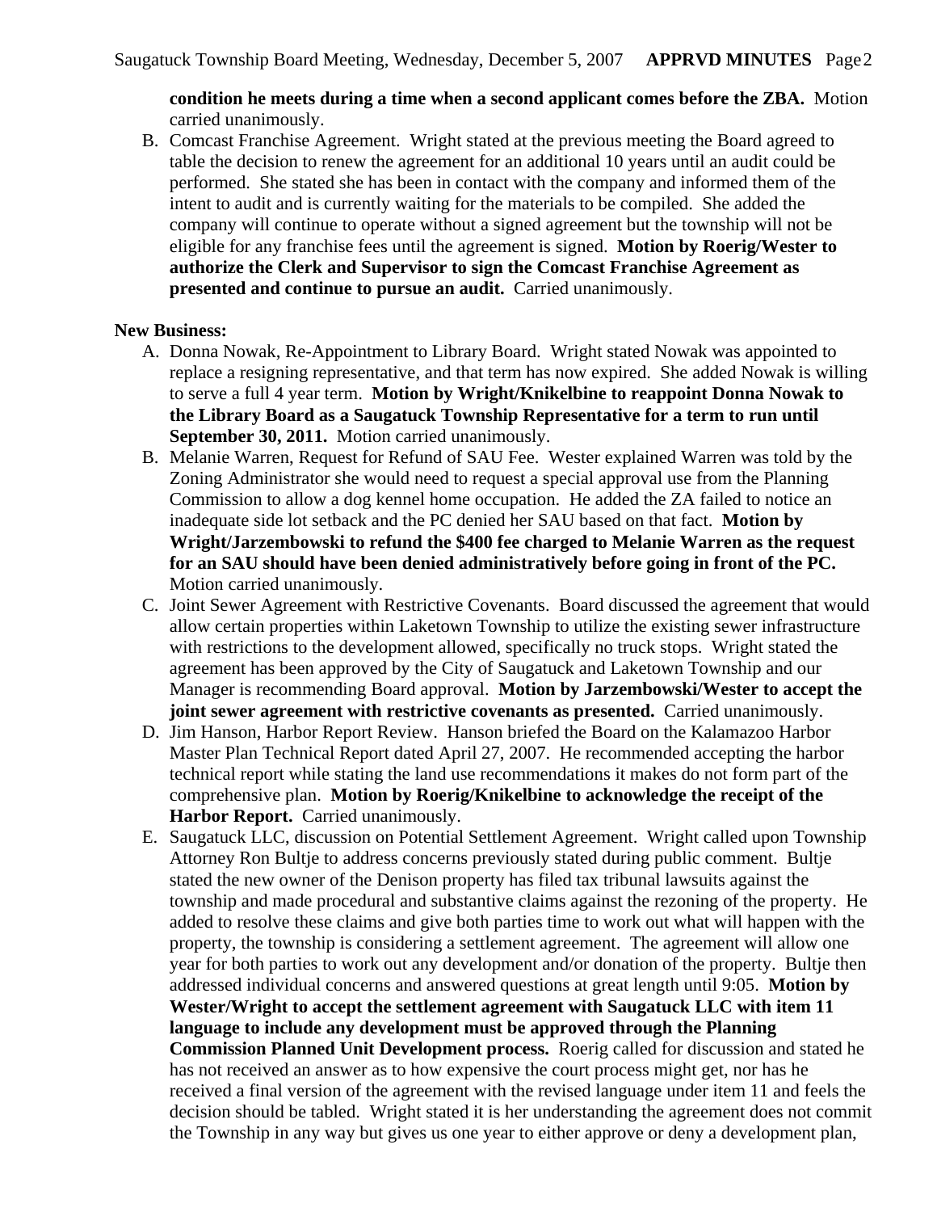**condition he meets during a time when a second applicant comes before the ZBA.** Motion carried unanimously.

B. Comcast Franchise Agreement. Wright stated at the previous meeting the Board agreed to table the decision to renew the agreement for an additional 10 years until an audit could be performed. She stated she has been in contact with the company and informed them of the intent to audit and is currently waiting for the materials to be compiled. She added the company will continue to operate without a signed agreement but the township will not be eligible for any franchise fees until the agreement is signed. **Motion by Roerig/Wester to authorize the Clerk and Supervisor to sign the Comcast Franchise Agreement as presented and continue to pursue an audit.** Carried unanimously.

**New Business:**

A. Donna Nowak, Re-Appointment to Library Board. Wright stated Nowak was appointed to replace a resigning representative, and that term has now expired. She added Nowak is willing to serve a full 4 year term. **Motion by Wright/Knikelbine to reappoint Donna Nowak to the Library Board as a Saugatuck Township Representative for a term to run until September 30, 2011.** Motion carried unanimously.

B. Melanie Warren, Request for Refund of SAU Fee. Wester explained Warren was told by the Zoning Administrator she would need to request a special approval use from the Planning Commission to allow a dog kennel home occupation. He added the ZA failed to notice an inadequate side lot setback and the PC denied her SAU based on that fact. **Motion by Wright/Jarzembowski to refund the $400 fee charged to Melanie Warren as the request for an SAU should have been denied administratively before going in front of the PC.** Motion carried unanimously.

C. Joint Sewer Agreement with Restrictive Covenants. Board discussed the agreement that would allow certain properties within Laketown Township to utilize the existing sewer infrastructure with restrictions to the development allowed, specifically no truck stops. Wright stated the agreement has been approved by the City of Saugatuck and Laketown Township and our Manager is recommending Board approval. **Motion by Jarzembowski/Wester to accept the joint sewer agreement with restrictive covenants as presented.** Carried unanimously.

D. Jim Hanson, Harbor Report Review. Hanson briefed the Board on the Kalamazoo Harbor Master Plan Technical Report dated April 27, 2007. He recommended accepting the harbor technical report while stating the land use recommendations it makes do not form part of the comprehensive plan. **Motion by Roerig/Knikelbine to acknowledge the receipt of the Harbor Report.** Carried unanimously.

E. Saugatuck LLC, discussion on Potential Settlement Agreement. Wright called upon Township Attorney Ron Bultje to address concerns previously stated during public comment. Bultje stated the new owner of the Denison property has filed tax tribunal lawsuits against the township and made procedural and substantive claims against the rezoning of the property. He added to resolve these claims and give both parties time to work out what will happen with the property, the township is considering a settlement agreement. The agreement will allow one year for both parties to work out any development and/or donation of the property. Bultje then addressed individual concerns and answered questions at great length until 9:05. **Motion by Wester/Wright to accept the settlement agreement with Saugatuck LLC with item 11 language to include any development must be approved through the Planning Commission Planned Unit Development process.** Roerig called for discussion and stated he has not received an answer as to how expensive the court process might get, nor has he received a final version of the agreement with the revised language under item 11 and feels the decision should be tabled. Wright stated it is her understanding the agreement does not commit the Township in any way but gives us one year to either approve or deny a development plan,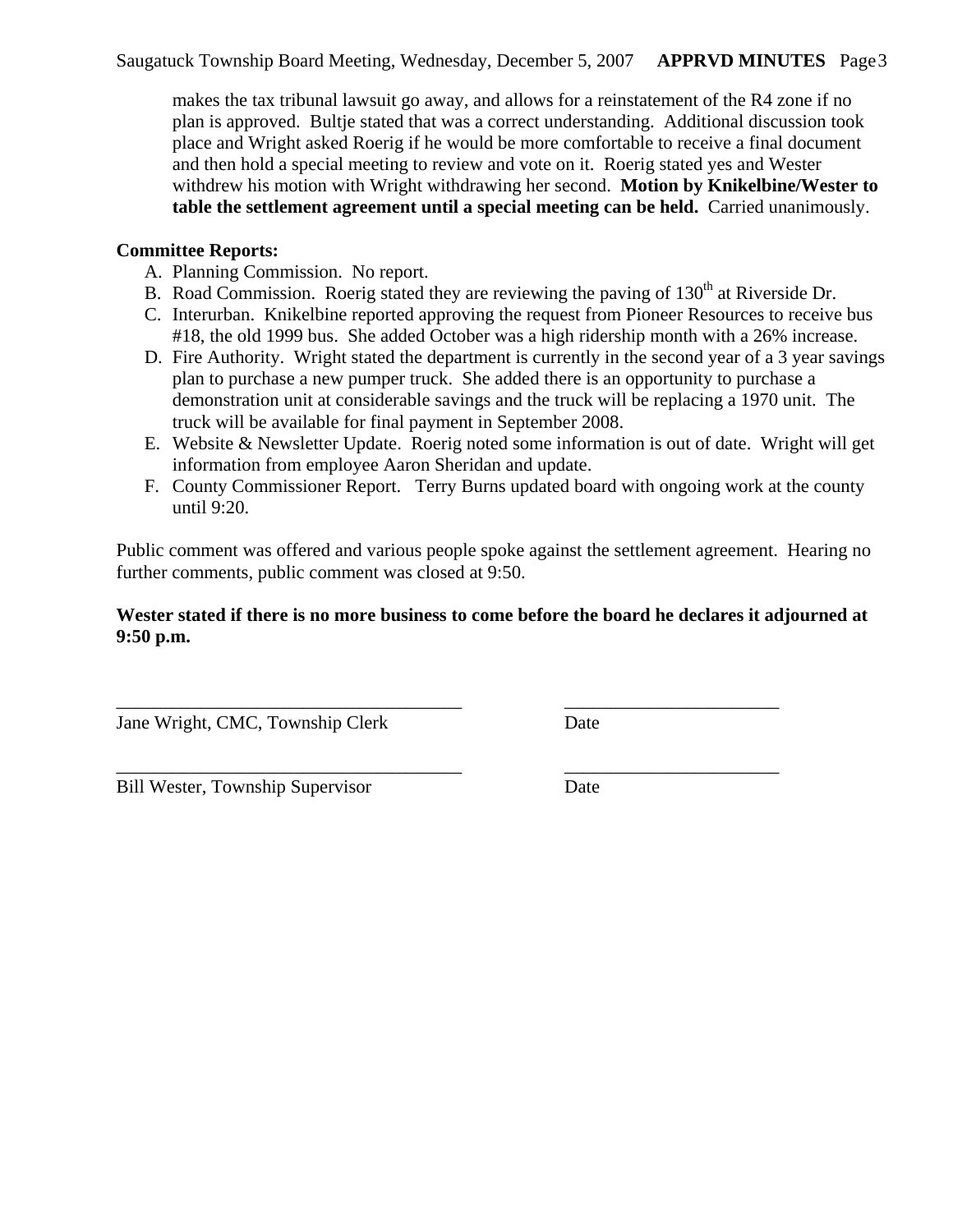makes the tax tribunal lawsuit go away, and allows for a reinstatement of the R4 zone if no plan is approved. Bultje stated that was a correct understanding. Additional discussion took place and Wright asked Roerig if he would be more comfortable to receive a final document and then hold a special meeting to review and vote on it. Roerig stated yes and Wester withdrew his motion with Wright withdrawing her second. **Motion by Knikelbine/Wester to table the settlement agreement until a special meeting can be held.** Carried unanimously.

**Committee Reports:**

A. Planning Commission. No report.
B. Road Commission. Roerig stated they are reviewing the paving of 130th at Riverside Dr.
C. Interurban. Knikelbine reported approving the request from Pioneer Resources to receive bus #18, the old 1999 bus. She added October was a high ridership month with a 26% increase.
D. Fire Authority. Wright stated the department is currently in the second year of a 3 year savings plan to purchase a new pumper truck. She added there is an opportunity to purchase a demonstration unit at considerable savings and the truck will be replacing a 1970 unit. The truck will be available for final payment in September 2008.
E. Website & Newsletter Update. Roerig noted some information is out of date. Wright will get information from employee Aaron Sheridan and update.
F. County Commissioner Report. Terry Burns updated board with ongoing work at the county until 9:20.

Public comment was offered and various people spoke against the settlement agreement. Hearing no further comments, public comment was closed at 9:50.

**Wester stated if there is no more business to come before the board he declares it adjourned at 9:50 p.m.**

_____________________________________ _______________________

Jane Wright, CMC, Township Clerk Date

_____________________________________ _______________________

Bill Wester, Township Supervisor Date